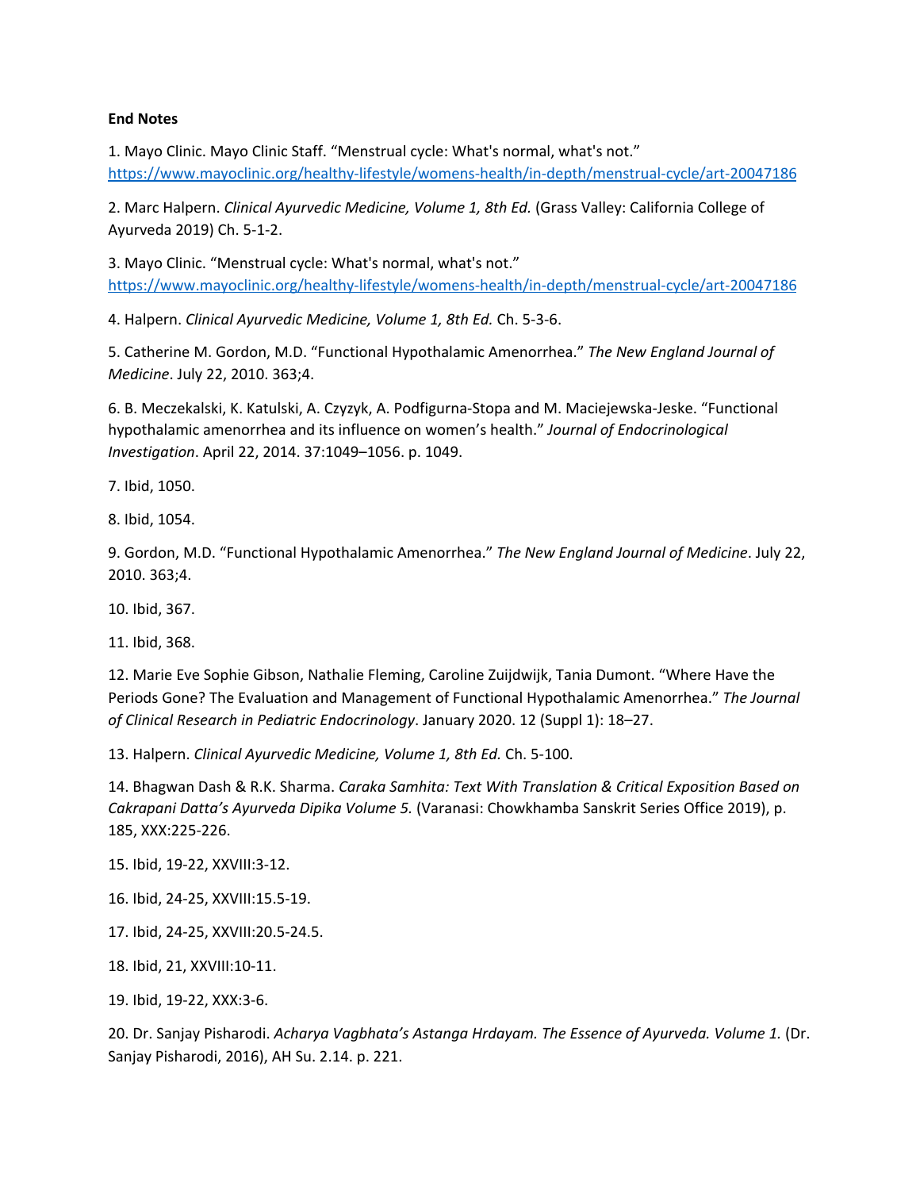**End Notes**

1. Mayo Clinic. Mayo Clinic Staff. "Menstrual cycle: What's normal, what's not." https://www.mayoclinic.org/healthy-lifestyle/womens-health/in-depth/menstrual-cycle/art-20047186

2. Marc Halpern. *Clinical Ayurvedic Medicine, Volume 1, 8th Ed.* (Grass Valley: California College of Ayurveda 2019) Ch. 5-1-2.

3. Mayo Clinic. "Menstrual cycle: What's normal, what's not." https://www.mayoclinic.org/healthy-lifestyle/womens-health/in-depth/menstrual-cycle/art-20047186

4. Halpern. *Clinical Ayurvedic Medicine, Volume 1, 8th Ed.* Ch. 5-3-6.

5. Catherine M. Gordon, M.D. "Functional Hypothalamic Amenorrhea." *The New England Journal of Medicine*. July 22, 2010. 363;4.

6. B. Meczekalski, K. Katulski, A. Czyzyk, A. Podfigurna-Stopa and M. Maciejewska-Jeske. "Functional hypothalamic amenorrhea and its influence on women's health." *Journal of Endocrinological Investigation*. April 22, 2014. 37:1049–1056. p. 1049.

7. Ibid, 1050.

8. Ibid, 1054.

9. Gordon, M.D. "Functional Hypothalamic Amenorrhea." *The New England Journal of Medicine*. July 22, 2010. 363;4.

10. Ibid, 367.

11. Ibid, 368.

12. Marie Eve Sophie Gibson, Nathalie Fleming, Caroline Zuijdwijk, Tania Dumont. "Where Have the Periods Gone? The Evaluation and Management of Functional Hypothalamic Amenorrhea." *The Journal of Clinical Research in Pediatric Endocrinology*. January 2020. 12 (Suppl 1): 18–27.

13. Halpern. *Clinical Ayurvedic Medicine, Volume 1, 8th Ed.* Ch. 5-100.

14. Bhagwan Dash & R.K. Sharma. *Caraka Samhita: Text With Translation & Critical Exposition Based on Cakrapani Datta's Ayurveda Dipika Volume 5.* (Varanasi: Chowkhamba Sanskrit Series Office 2019), p. 185, XXX:225-226.

15. Ibid, 19-22, XXVIII:3-12.

16. Ibid, 24-25, XXVIII:15.5-19.

17. Ibid, 24-25, XXVIII:20.5-24.5.

18. Ibid, 21, XXVIII:10-11.

19. Ibid, 19-22, XXX:3-6.

20. Dr. Sanjay Pisharodi. *Acharya Vagbhata's Astanga Hrdayam. The Essence of Ayurveda. Volume 1.* (Dr. Sanjay Pisharodi, 2016), AH Su. 2.14. p. 221.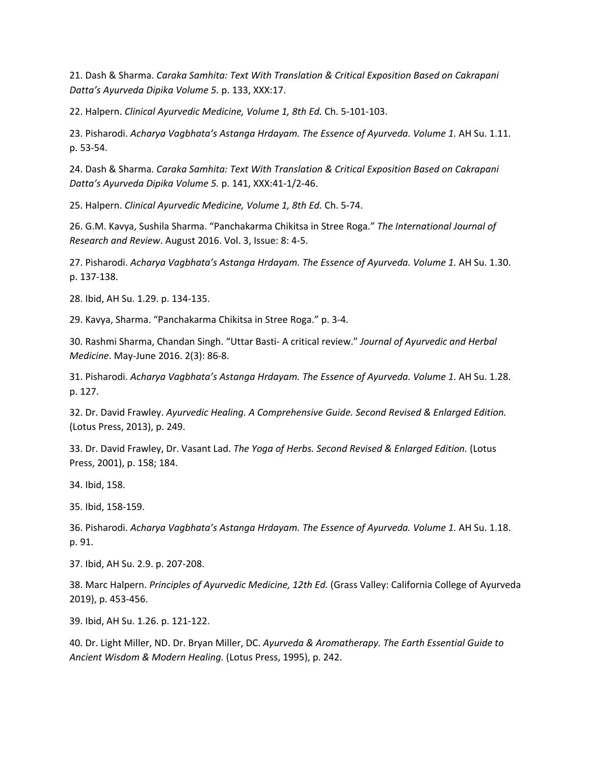21. Dash & Sharma. *Caraka Samhita: Text With Translation & Critical Exposition Based on Cakrapani Datta's Ayurveda Dipika Volume 5.* p. 133, XXX:17.

22. Halpern. *Clinical Ayurvedic Medicine, Volume 1, 8th Ed.* Ch. 5-101-103.

23. Pisharodi. *Acharya Vagbhata's Astanga Hrdayam. The Essence of Ayurveda. Volume 1.* AH Su. 1.11. p. 53-54.

24. Dash & Sharma. *Caraka Samhita: Text With Translation & Critical Exposition Based on Cakrapani Datta's Ayurveda Dipika Volume 5.* p. 141, XXX:41-1/2-46.

25. Halpern. *Clinical Ayurvedic Medicine, Volume 1, 8th Ed.* Ch. 5-74.

26. G.M. Kavya, Sushila Sharma. "Panchakarma Chikitsa in Stree Roga." *The International Journal of Research and Review*. August 2016. Vol. 3, Issue: 8: 4-5.

27. Pisharodi. *Acharya Vagbhata's Astanga Hrdayam. The Essence of Ayurveda. Volume 1.* AH Su. 1.30. p. 137-138.

28. Ibid, AH Su. 1.29. p. 134-135.

29. Kavya, Sharma. "Panchakarma Chikitsa in Stree Roga." p. 3-4.

30. Rashmi Sharma, Chandan Singh. "Uttar Basti- A critical review." *Journal of Ayurvedic and Herbal Medicine*. May-June 2016. 2(3): 86-8.

31. Pisharodi. *Acharya Vagbhata's Astanga Hrdayam. The Essence of Ayurveda. Volume 1.* AH Su. 1.28. p. 127.

32. Dr. David Frawley. *Ayurvedic Healing. A Comprehensive Guide. Second Revised & Enlarged Edition.* (Lotus Press, 2013), p. 249.

33. Dr. David Frawley, Dr. Vasant Lad. *The Yoga of Herbs. Second Revised & Enlarged Edition.* (Lotus Press, 2001), p. 158; 184.

34. Ibid, 158.

35. Ibid, 158-159.

36. Pisharodi. *Acharya Vagbhata's Astanga Hrdayam. The Essence of Ayurveda. Volume 1.* AH Su. 1.18. p. 91.

37. Ibid, AH Su. 2.9. p. 207-208.

38. Marc Halpern. *Principles of Ayurvedic Medicine, 12th Ed.* (Grass Valley: California College of Ayurveda 2019), p. 453-456.

39. Ibid, AH Su. 1.26. p. 121-122.

40. Dr. Light Miller, ND. Dr. Bryan Miller, DC. *Ayurveda & Aromatherapy. The Earth Essential Guide to Ancient Wisdom & Modern Healing.* (Lotus Press, 1995), p. 242.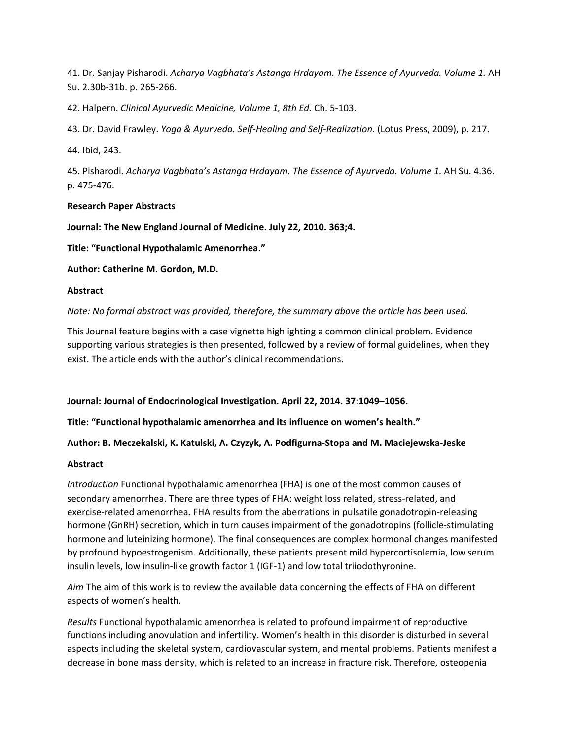41. Dr. Sanjay Pisharodi. *Acharya Vagbhata's Astanga Hrdayam. The Essence of Ayurveda. Volume 1.* AH Su. 2.30b-31b. p. 265-266.

42. Halpern. *Clinical Ayurvedic Medicine, Volume 1, 8th Ed.* Ch. 5-103.

43. Dr. David Frawley. *Yoga & Ayurveda. Self-Healing and Self-Realization.* (Lotus Press, 2009), p. 217.

44. Ibid, 243.

45. Pisharodi. *Acharya Vagbhata's Astanga Hrdayam. The Essence of Ayurveda. Volume 1.* AH Su. 4.36. p. 475-476.

**Research Paper Abstracts**

**Journal: The New England Journal of Medicine. July 22, 2010. 363;4.**

**Title: "Functional Hypothalamic Amenorrhea."**

**Author: Catherine M. Gordon, M.D.**

**Abstract**

*Note: No formal abstract was provided, therefore, the summary above the article has been used.*

This Journal feature begins with a case vignette highlighting a common clinical problem. Evidence supporting various strategies is then presented, followed by a review of formal guidelines, when they exist. The article ends with the author's clinical recommendations.

**Journal: Journal of Endocrinological Investigation. April 22, 2014. 37:1049–1056.**

**Title: "Functional hypothalamic amenorrhea and its influence on women's health."**

**Author: B. Meczekalski, K. Katulski, A. Czyzyk, A. Podfigurna-Stopa and M. Maciejewska-Jeske**

**Abstract**

*Introduction* Functional hypothalamic amenorrhea (FHA) is one of the most common causes of secondary amenorrhea. There are three types of FHA: weight loss related, stress-related, and exercise-related amenorrhea. FHA results from the aberrations in pulsatile gonadotropin-releasing hormone (GnRH) secretion, which in turn causes impairment of the gonadotropins (follicle-stimulating hormone and luteinizing hormone). The final consequences are complex hormonal changes manifested by profound hypoestrogenism. Additionally, these patients present mild hypercortisolemia, low serum insulin levels, low insulin-like growth factor 1 (IGF-1) and low total triiodothyronine.

*Aim* The aim of this work is to review the available data concerning the effects of FHA on different aspects of women's health.

*Results* Functional hypothalamic amenorrhea is related to profound impairment of reproductive functions including anovulation and infertility. Women's health in this disorder is disturbed in several aspects including the skeletal system, cardiovascular system, and mental problems. Patients manifest a decrease in bone mass density, which is related to an increase in fracture risk. Therefore, osteopenia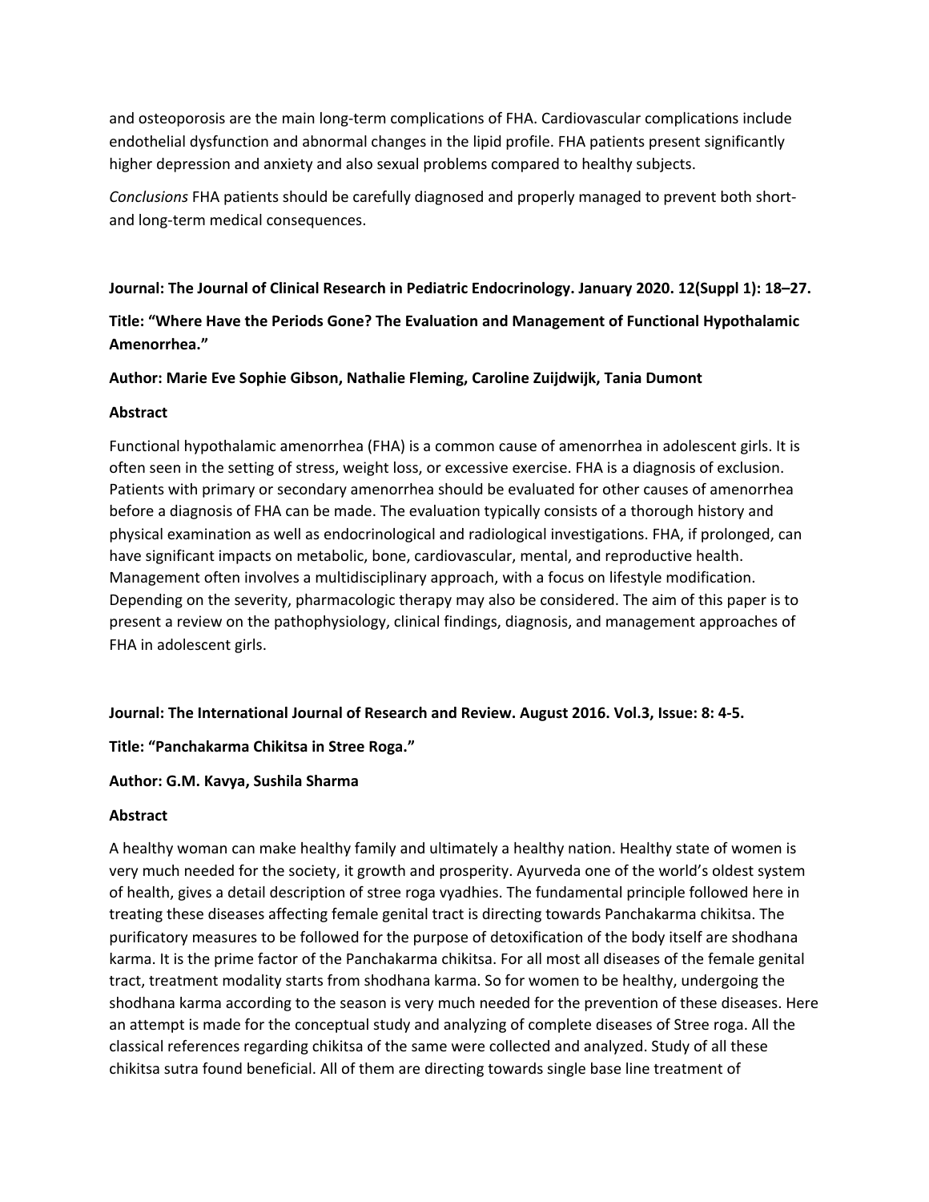and osteoporosis are the main long-term complications of FHA. Cardiovascular complications include endothelial dysfunction and abnormal changes in the lipid profile. FHA patients present significantly higher depression and anxiety and also sexual problems compared to healthy subjects.

*Conclusions* FHA patients should be carefully diagnosed and properly managed to prevent both short- and long-term medical consequences.

**Journal: The Journal of Clinical Research in Pediatric Endocrinology. January 2020. 12(Suppl 1): 18–27.**

**Title: "Where Have the Periods Gone? The Evaluation and Management of Functional Hypothalamic Amenorrhea."**

**Author: Marie Eve Sophie Gibson, Nathalie Fleming, Caroline Zuijdwijk, Tania Dumont**

**Abstract**

Functional hypothalamic amenorrhea (FHA) is a common cause of amenorrhea in adolescent girls. It is often seen in the setting of stress, weight loss, or excessive exercise. FHA is a diagnosis of exclusion. Patients with primary or secondary amenorrhea should be evaluated for other causes of amenorrhea before a diagnosis of FHA can be made. The evaluation typically consists of a thorough history and physical examination as well as endocrinological and radiological investigations. FHA, if prolonged, can have significant impacts on metabolic, bone, cardiovascular, mental, and reproductive health. Management often involves a multidisciplinary approach, with a focus on lifestyle modification. Depending on the severity, pharmacologic therapy may also be considered. The aim of this paper is to present a review on the pathophysiology, clinical findings, diagnosis, and management approaches of FHA in adolescent girls.

**Journal: The International Journal of Research and Review. August 2016. Vol.3, Issue: 8: 4-5.**

**Title: "Panchakarma Chikitsa in Stree Roga."**

**Author: G.M. Kavya, Sushila Sharma**

**Abstract**

A healthy woman can make healthy family and ultimately a healthy nation. Healthy state of women is very much needed for the society, it growth and prosperity. Ayurveda one of the world's oldest system of health, gives a detail description of stree roga vyadhies. The fundamental principle followed here in treating these diseases affecting female genital tract is directing towards Panchakarma chikitsa. The purificatory measures to be followed for the purpose of detoxification of the body itself are shodhana karma. It is the prime factor of the Panchakarma chikitsa. For all most all diseases of the female genital tract, treatment modality starts from shodhana karma. So for women to be healthy, undergoing the shodhana karma according to the season is very much needed for the prevention of these diseases. Here an attempt is made for the conceptual study and analyzing of complete diseases of Stree roga. All the classical references regarding chikitsa of the same were collected and analyzed. Study of all these chikitsa sutra found beneficial. All of them are directing towards single base line treatment of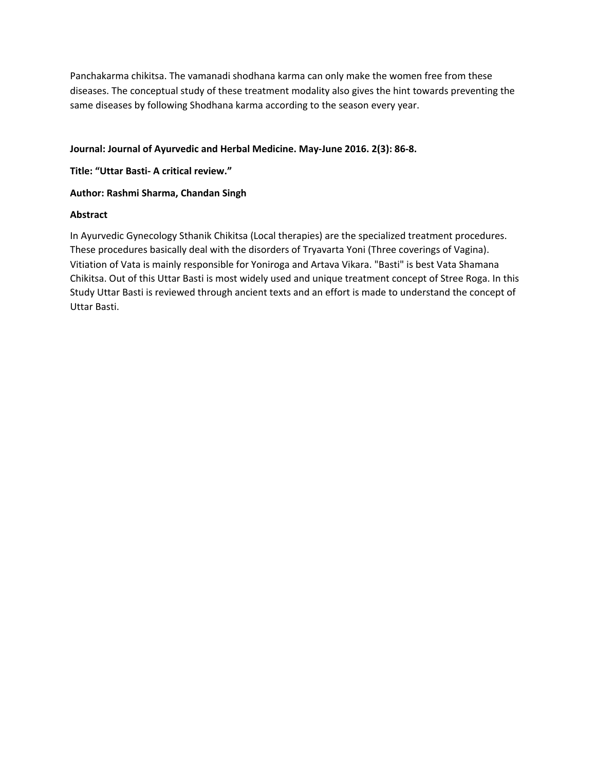Panchakarma chikitsa. The vamanadi shodhana karma can only make the women free from these diseases. The conceptual study of these treatment modality also gives the hint towards preventing the same diseases by following Shodhana karma according to the season every year.

**Journal: Journal of Ayurvedic and Herbal Medicine. May-June 2016. 2(3): 86-8.**

**Title: "Uttar Basti- A critical review."**

**Author: Rashmi Sharma, Chandan Singh**

**Abstract**

In Ayurvedic Gynecology Sthanik Chikitsa (Local therapies) are the specialized treatment procedures. These procedures basically deal with the disorders of Tryavarta Yoni (Three coverings of Vagina). Vitiation of Vata is mainly responsible for Yoniroga and Artava Vikara. "Basti" is best Vata Shamana Chikitsa. Out of this Uttar Basti is most widely used and unique treatment concept of Stree Roga. In this Study Uttar Basti is reviewed through ancient texts and an effort is made to understand the concept of Uttar Basti.